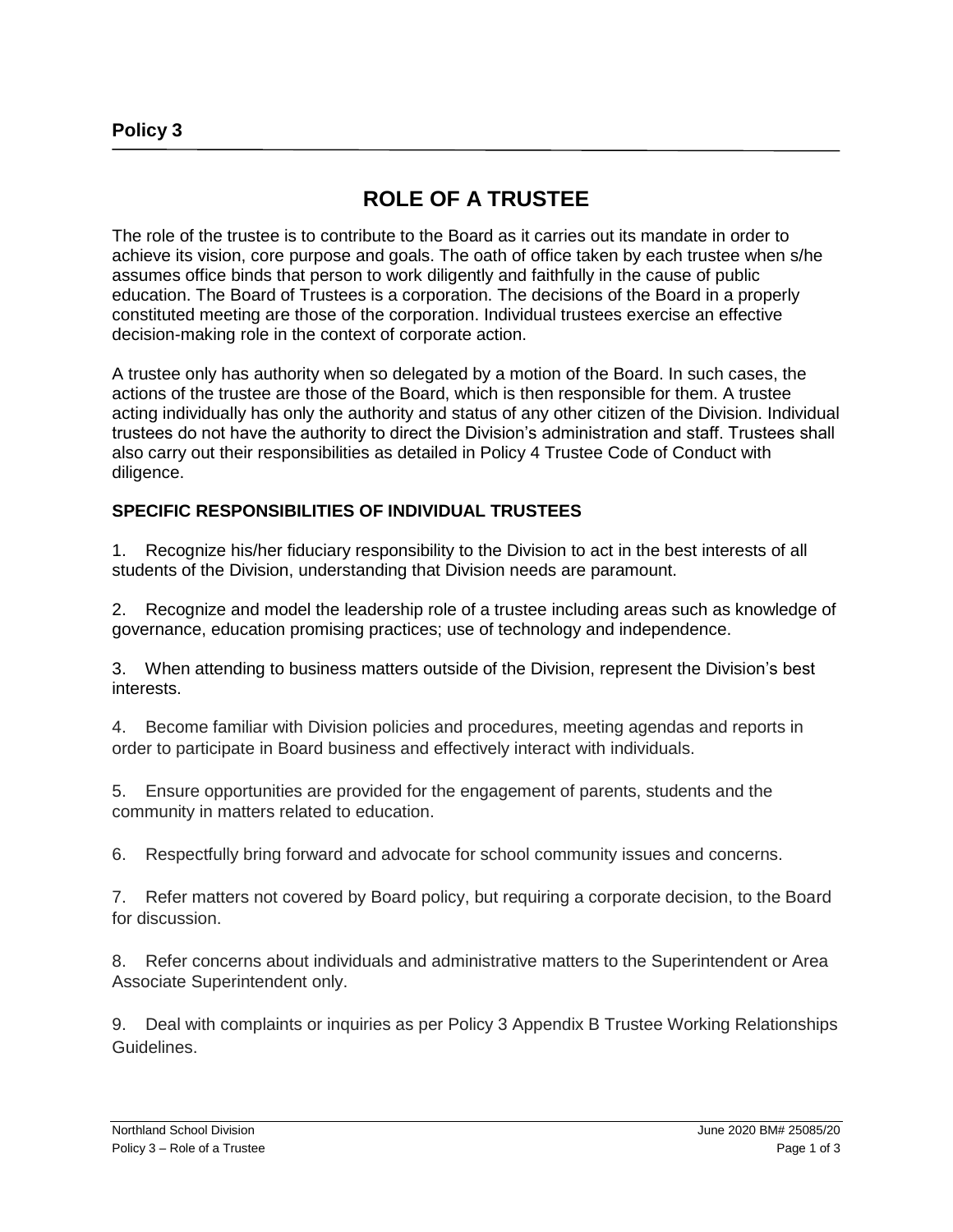**Policy 3**

# ROLE OF A TRUSTEE

The role of the trustee is to contribute to the Board as it carries out its mandate in order to achieve its vision, core purpose and goals. The oath of office taken by each trustee when s/he assumes office binds that person to work diligently and faithfully in the cause of public education. The Board of Trustees is a corporation. The decisions of the Board in a properly constituted meeting are those of the corporation. Individual trustees exercise an effective decision-making role in the context of corporate action.

A trustee only has authority when so delegated by a motion of the Board. In such cases, the actions of the trustee are those of the Board, which is then responsible for them. A trustee acting individually has only the authority and status of any other citizen of the Division. Individual trustees do not have the authority to direct the Division's administration and staff. Trustees shall also carry out their responsibilities as detailed in Policy 4 Trustee Code of Conduct with diligence.

## SPECIFIC RESPONSIBILITIES OF INDIVIDUAL TRUSTEES

1. Recognize his/her fiduciary responsibility to the Division to act in the best interests of all students of the Division, understanding that Division needs are paramount.

2. Recognize and model the leadership role of a trustee including areas such as knowledge of governance, education promising practices; use of technology and independence.

3. When attending to business matters outside of the Division, represent the Division's best interests.

4. Become familiar with Division policies and procedures, meeting agendas and reports in order to participate in Board business and effectively interact with individuals.

5. Ensure opportunities are provided for the engagement of parents, students and the community in matters related to education.

6. Respectfully bring forward and advocate for school community issues and concerns.

7. Refer matters not covered by Board policy, but requiring a corporate decision, to the Board for discussion.

8. Refer concerns about individuals and administrative matters to the Superintendent or Area Associate Superintendent only.

9. Deal with complaints or inquiries as per Policy 3 Appendix B Trustee Working Relationships Guidelines.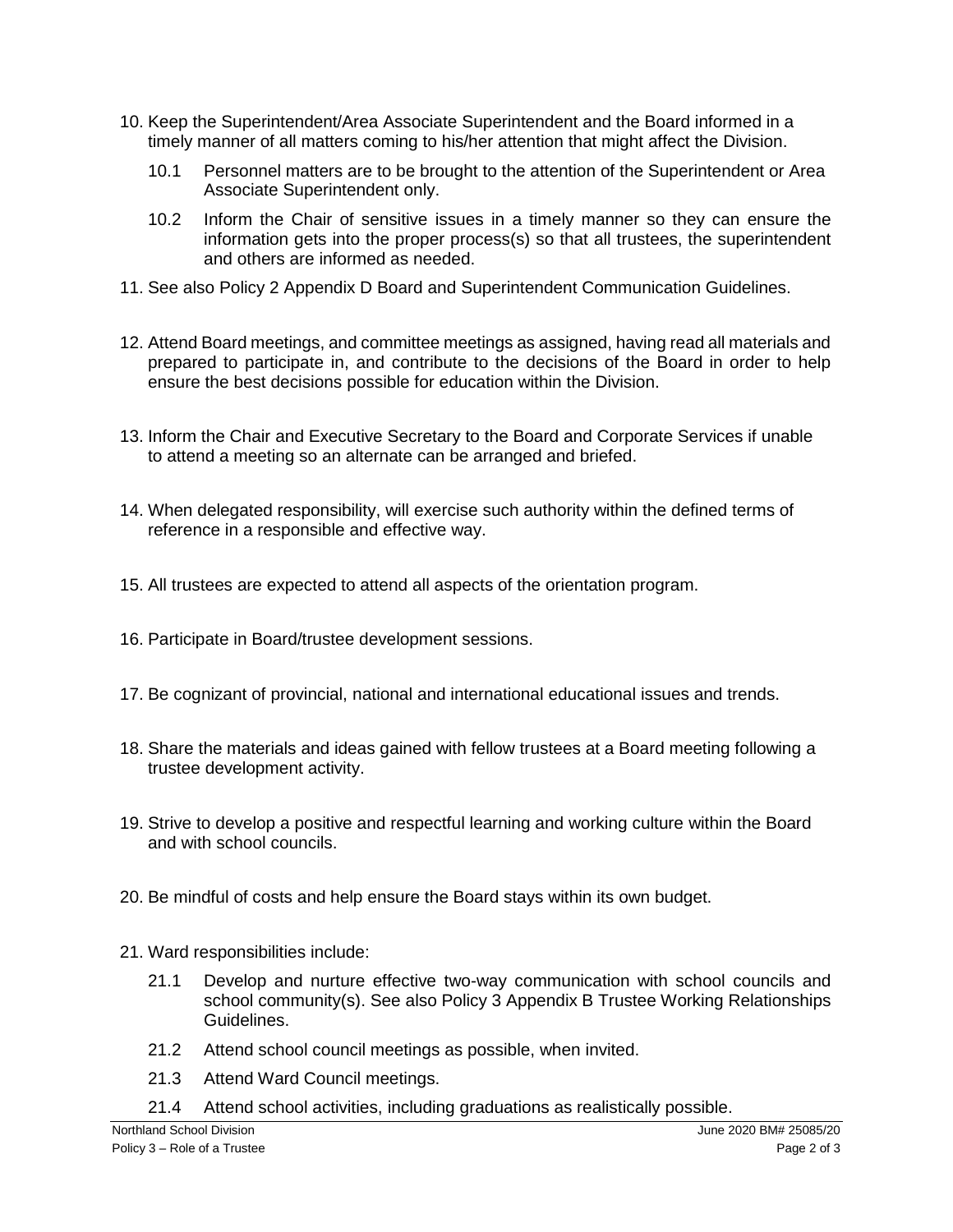10. Keep the Superintendent/Area Associate Superintendent and the Board informed in a timely manner of all matters coming to his/her attention that might affect the Division.

    10.1 Personnel matters are to be brought to the attention of the Superintendent or Area Associate Superintendent only.

    10.2 Inform the Chair of sensitive issues in a timely manner so they can ensure the information gets into the proper process(s) so that all trustees, the superintendent and others are informed as needed.

11. See also Policy 2 Appendix D Board and Superintendent Communication Guidelines.

12. Attend Board meetings, and committee meetings as assigned, having read all materials and prepared to participate in, and contribute to the decisions of the Board in order to help ensure the best decisions possible for education within the Division.

13. Inform the Chair and Executive Secretary to the Board and Corporate Services if unable to attend a meeting so an alternate can be arranged and briefed.

14. When delegated responsibility, will exercise such authority within the defined terms of reference in a responsible and effective way.

15. All trustees are expected to attend all aspects of the orientation program.

16. Participate in Board/trustee development sessions.

17. Be cognizant of provincial, national and international educational issues and trends.

18. Share the materials and ideas gained with fellow trustees at a Board meeting following a trustee development activity.

19. Strive to develop a positive and respectful learning and working culture within the Board and with school councils.

20. Be mindful of costs and help ensure the Board stays within its own budget.

21. Ward responsibilities include:

    21.1 Develop and nurture effective two-way communication with school councils and school community(s). See also Policy 3 Appendix B Trustee Working Relationships Guidelines.

    21.2 Attend school council meetings as possible, when invited.

    21.3 Attend Ward Council meetings.

    21.4 Attend school activities, including graduations as realistically possible.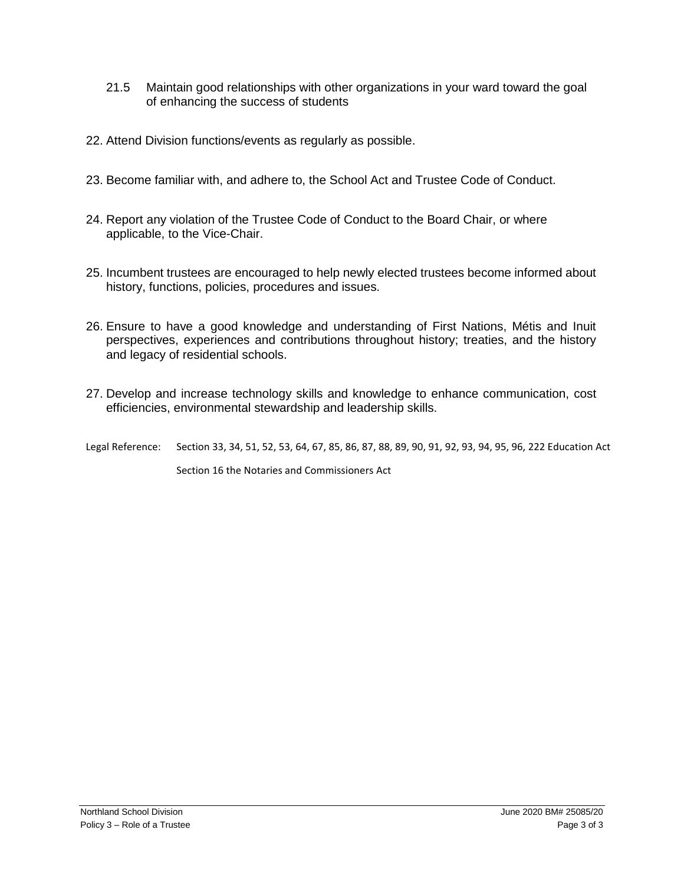21.5 Maintain good relationships with other organizations in your ward toward the goal of enhancing the success of students

22. Attend Division functions/events as regularly as possible.

23. Become familiar with, and adhere to, the School Act and Trustee Code of Conduct.

24. Report any violation of the Trustee Code of Conduct to the Board Chair, or where applicable, to the Vice-Chair.

25. Incumbent trustees are encouraged to help newly elected trustees become informed about history, functions, policies, procedures and issues.

26. Ensure to have a good knowledge and understanding of First Nations, Métis and Inuit perspectives, experiences and contributions throughout history; treaties, and the history and legacy of residential schools.

27. Develop and increase technology skills and knowledge to enhance communication, cost efficiencies, environmental stewardship and leadership skills.

Legal Reference: Section 33, 34, 51, 52, 53, 64, 67, 85, 86, 87, 88, 89, 90, 91, 92, 93, 94, 95, 96, 222 Education Act

Section 16 the Notaries and Commissioners Act